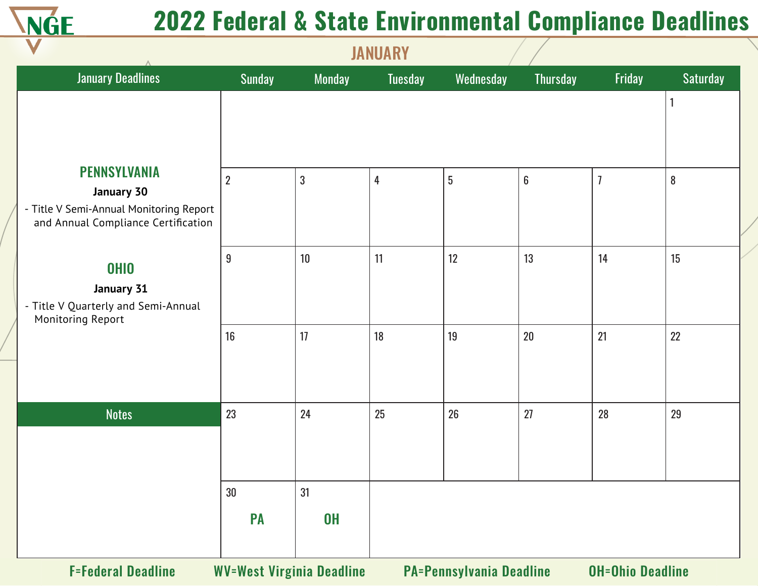# 2022 Federal & State Environmental Compliance Deadlines

## JANUARY

### January Deadlines

**PENNSYLVANIA**

**January 30**

- Title V Semi-Annual Monitoring Report and Annual Compliance Certification

**OHIO**

**January 31**

- Title V Quarterly and Semi-Annual Monitoring Report

### Notes

| Sunday | Monday | Tuesday | Wednesday | Thursday | Friday | Saturday |
|---|---|---|---|---|---|---|
| | | | | | | 1 |
| 2 | 3 | 4 | 5 | 6 | 7 | 8 |
| 9 | 10 | 11 | 12 | 13 | 14 | 15 |
| 16 | 17 | 18 | 19 | 20 | 21 | 22 |
| 23 | 24 | 25 | 26 | 27 | 28 | 29 |
| 30 PA | 31 OH | | | | | |

F=Federal Deadline  WV=West Virginia Deadline  PA=Pennsylvania Deadline  OH=Ohio Deadline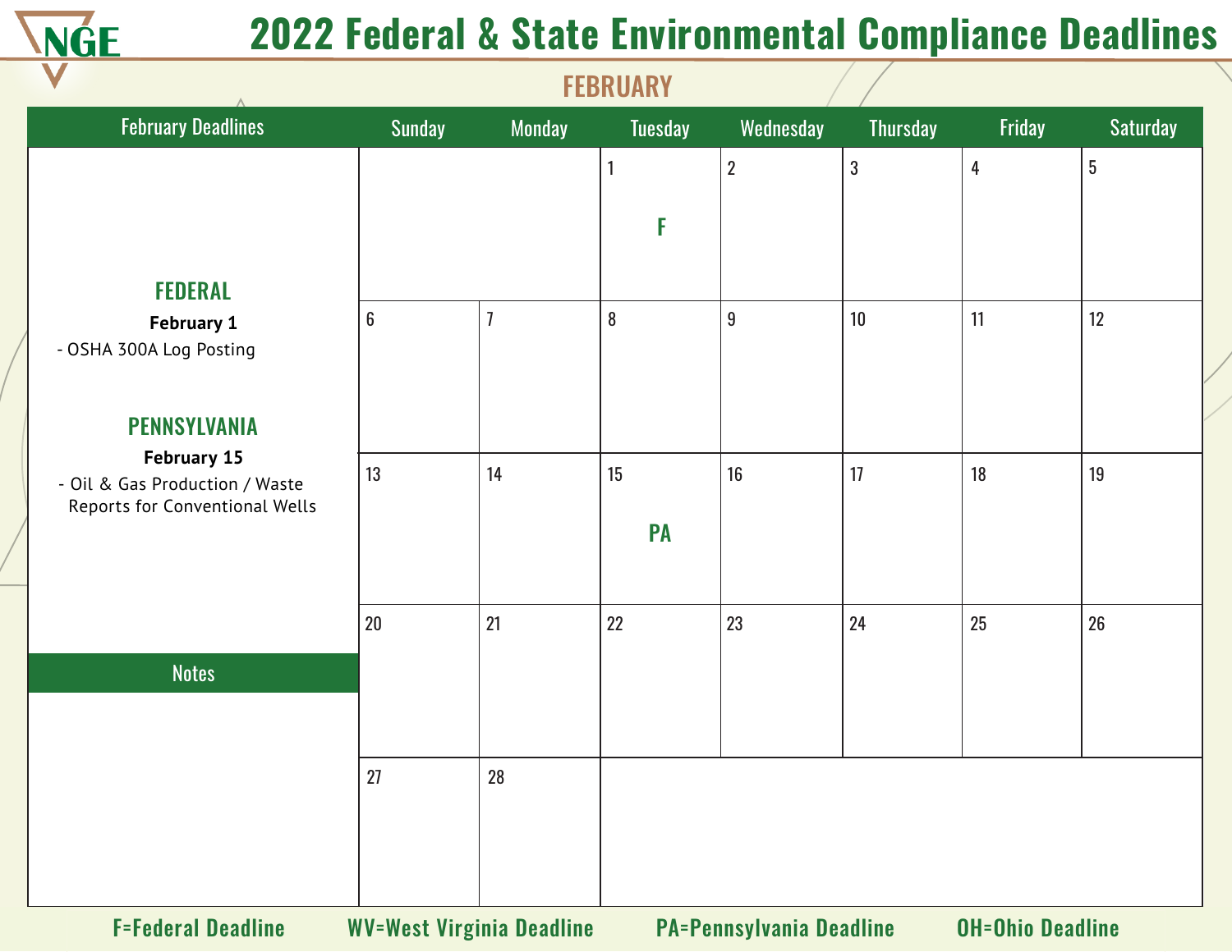# 2022 Federal & State Environmental Compliance Deadlines

## FEBRUARY

### February Deadlines

**FEDERAL**

**February 1**

- OSHA 300A Log Posting

**PENNSYLVANIA**

**February 15**

- Oil & Gas Production / Waste Reports for Conventional Wells

### Notes

| Sunday | Monday | Tuesday | Wednesday | Thursday | Friday | Saturday |
|---|---|---|---|---|---|---|
| | | 1 F | 2 | 3 | 4 | 5 |
| 6 | 7 | 8 | 9 | 10 | 11 | 12 |
| 13 | 14 | 15 PA | 16 | 17 | 18 | 19 |
| 20 | 21 | 22 | 23 | 24 | 25 | 26 |
| 27 | 28 | | | | | |

F=Federal Deadline   WV=West Virginia Deadline   PA=Pennsylvania Deadline   OH=Ohio Deadline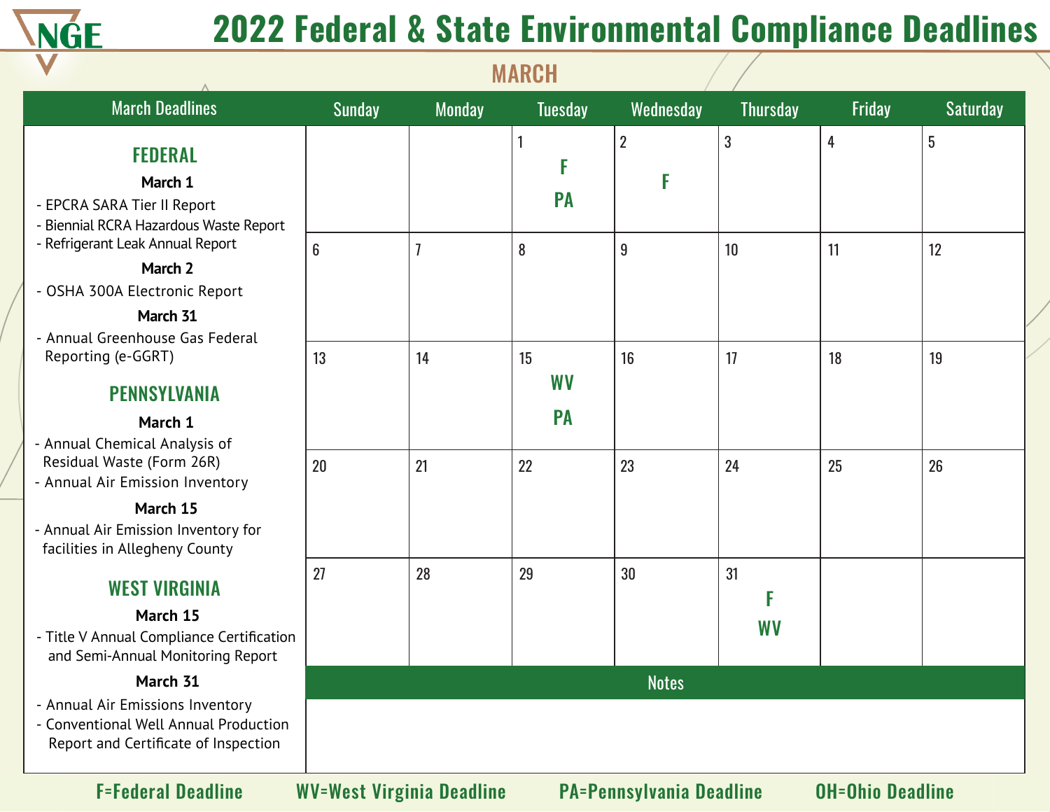# 2022 Federal & State Environmental Compliance Deadlines

## MARCH

### March Deadlines

#### FEDERAL

**March 1**

- EPCRA SARA Tier II Report
- Biennial RCRA Hazardous Waste Report
- Refrigerant Leak Annual Report

**March 2**

- OSHA 300A Electronic Report

**March 31**

- Annual Greenhouse Gas Federal Reporting (e-GGRT)

#### PENNSYLVANIA

**March 1**

- Annual Chemical Analysis of Residual Waste (Form 26R)
- Annual Air Emission Inventory

**March 15**

- Annual Air Emission Inventory for facilities in Allegheny County

#### WEST VIRGINIA

**March 15**

- Title V Annual Compliance Certification and Semi-Annual Monitoring Report

**March 31**

- Annual Air Emissions Inventory
- Conventional Well Annual Production Report and Certificate of Inspection

| Sunday | Monday | Tuesday | Wednesday | Thursday | Friday | Saturday |
|---|---|---|---|---|---|---|
| | | 1 F PA | 2 F | 3 | 4 | 5 |
| 6 | 7 | 8 | 9 | 10 | 11 | 12 |
| 13 | 14 | 15 WV PA | 16 | 17 | 18 | 19 |
| 20 | 21 | 22 | 23 | 24 | 25 | 26 |
| 27 | 28 | 29 | 30 | 31 F WV | | |

**Notes**

F=Federal Deadline  WV=West Virginia Deadline  PA=Pennsylvania Deadline  OH=Ohio Deadline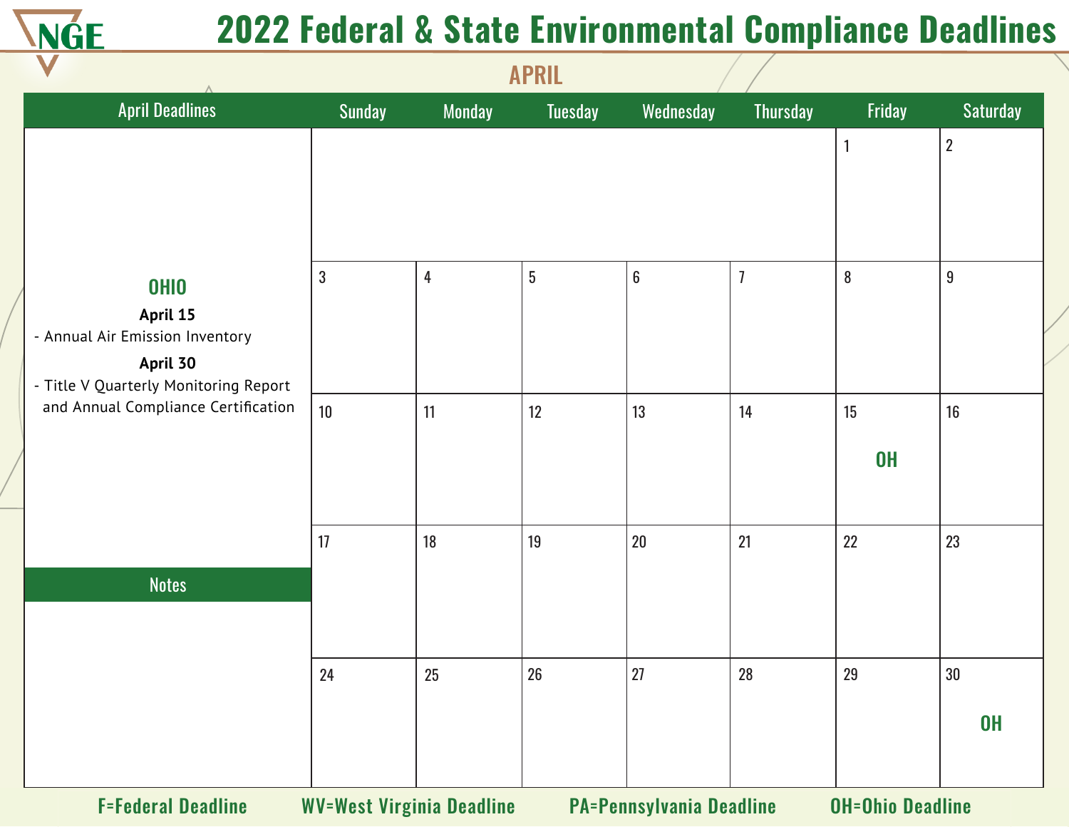# 2022 Federal & State Environmental Compliance Deadlines

## APRIL

### April Deadlines

**OHIO**

**April 15**
- Annual Air Emission Inventory

**April 30**
- Title V Quarterly Monitoring Report and Annual Compliance Certification

### Notes

| Sunday | Monday | Tuesday | Wednesday | Thursday | Friday | Saturday |
|---|---|---|---|---|---|---|
| | | | | | 1 | 2 |
| 3 | 4 | 5 | 6 | 7 | 8 | 9 |
| 10 | 11 | 12 | 13 | 14 | 15 OH | 16 |
| 17 | 18 | 19 | 20 | 21 | 22 | 23 |
| 24 | 25 | 26 | 27 | 28 | 29 | 30 OH |

F=Federal Deadline WV=West Virginia Deadline PA=Pennsylvania Deadline OH=Ohio Deadline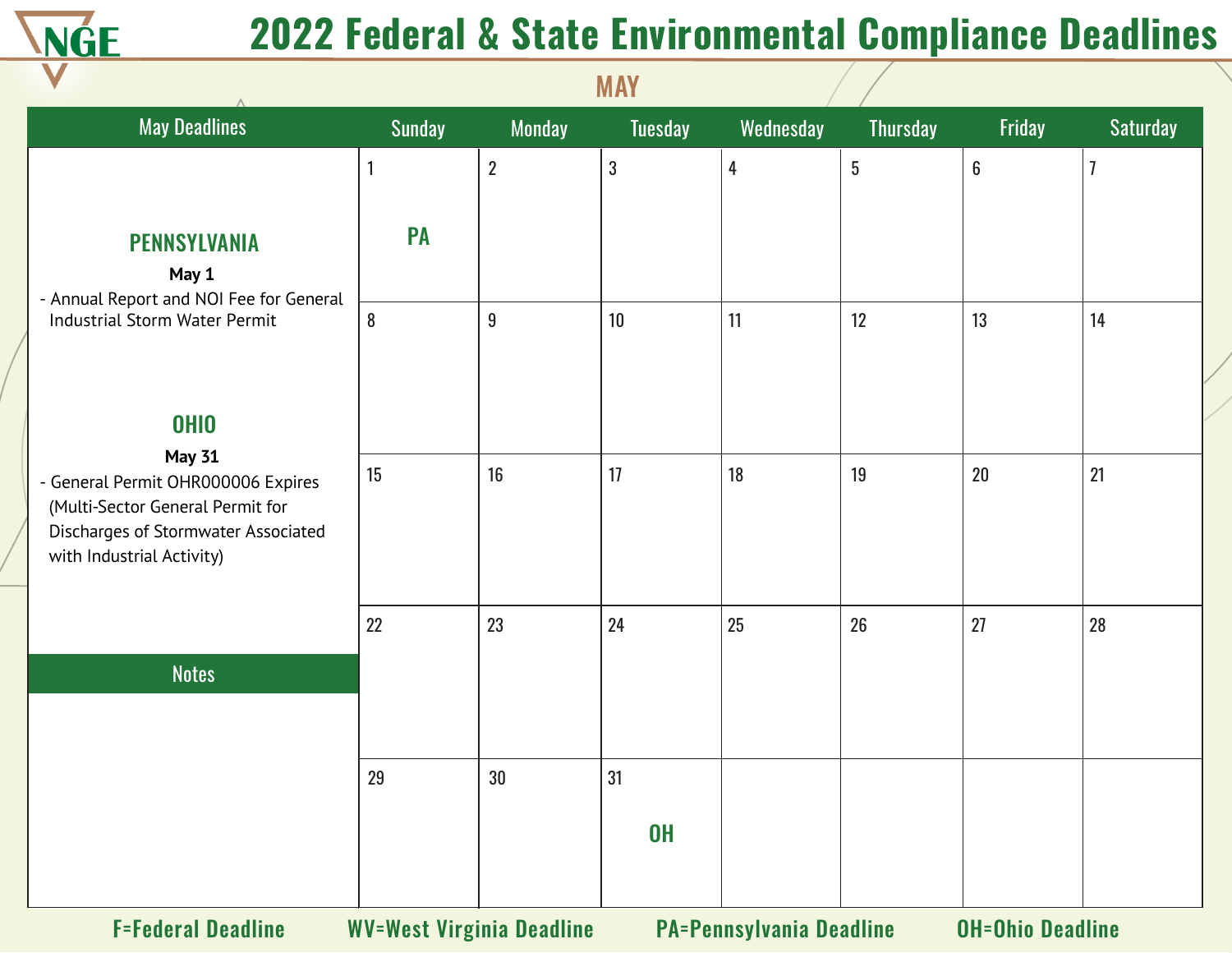# 2022 Federal & State Environmental Compliance Deadlines

## MAY

### May Deadlines

**PENNSYLVANIA**

**May 1**

- Annual Report and NOI Fee for General Industrial Storm Water Permit

**OHIO**

**May 31**

- General Permit OHR000006 Expires (Multi-Sector General Permit for Discharges of Stormwater Associated with Industrial Activity)

### Notes

| Sunday | Monday | Tuesday | Wednesday | Thursday | Friday | Saturday |
|---|---|---|---|---|---|---|
| 1 PA | 2 | 3 | 4 | 5 | 6 | 7 |
| 8 | 9 | 10 | 11 | 12 | 13 | 14 |
| 15 | 16 | 17 | 18 | 19 | 20 | 21 |
| 22 | 23 | 24 | 25 | 26 | 27 | 28 |
| 29 | 30 | 31 OH | | | | |

F=Federal Deadline  WV=West Virginia Deadline  PA=Pennsylvania Deadline  OH=Ohio Deadline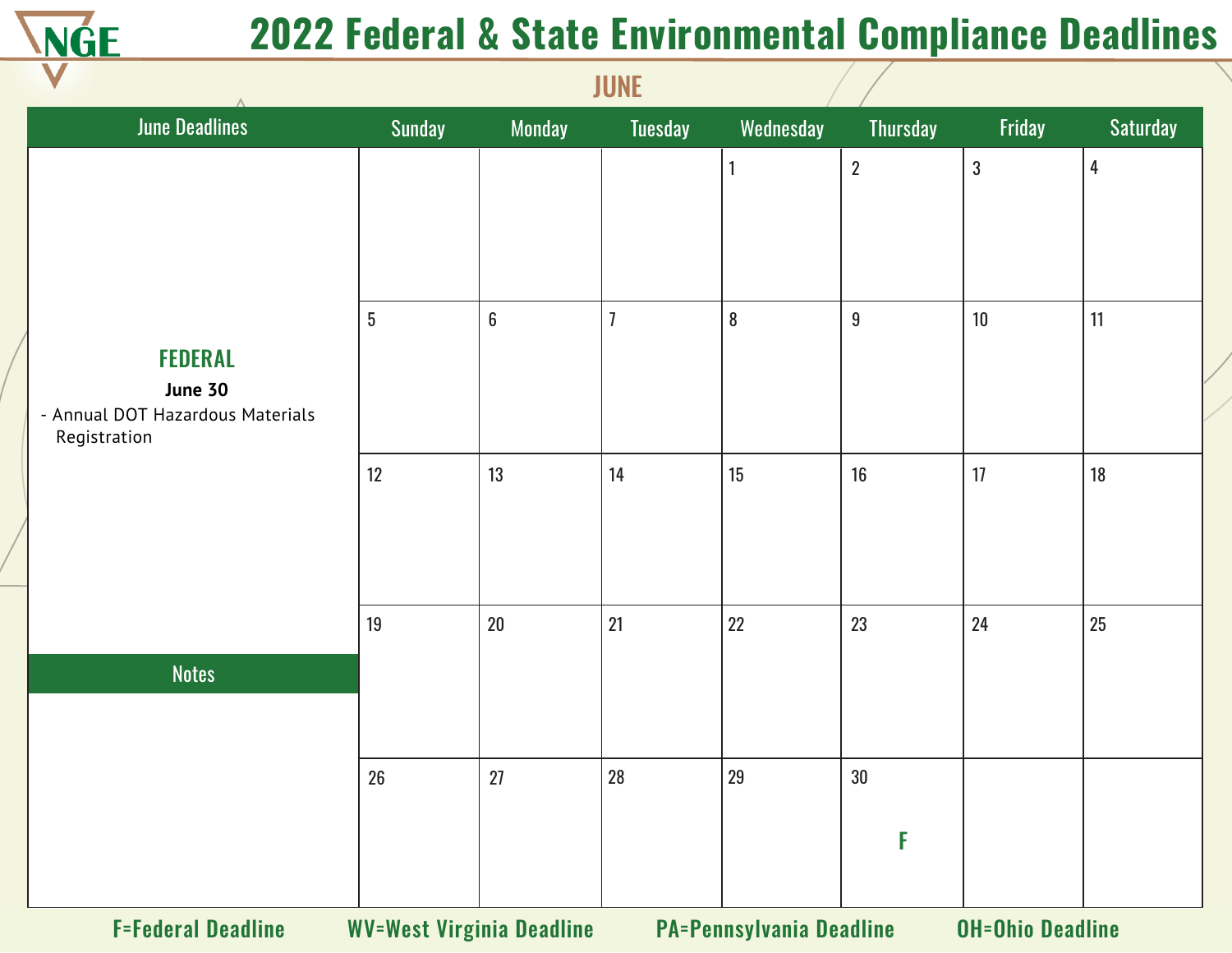# 2022 Federal & State Environmental Compliance Deadlines

## JUNE

### June Deadlines

**FEDERAL**

**June 30**

- Annual DOT Hazardous Materials Registration

### Notes

| Sunday | Monday | Tuesday | Wednesday | Thursday | Friday | Saturday |
|---|---|---|---|---|---|---|
| | | | 1 | 2 | 3 | 4 |
| 5 | 6 | 7 | 8 | 9 | 10 | 11 |
| 12 | 13 | 14 | 15 | 16 | 17 | 18 |
| 19 | 20 | 21 | 22 | 23 | 24 | 25 |
| 26 | 27 | 28 | 29 | 30 F | | |

**F=Federal Deadline** **WV=West Virginia Deadline** **PA=Pennsylvania Deadline** **OH=Ohio Deadline**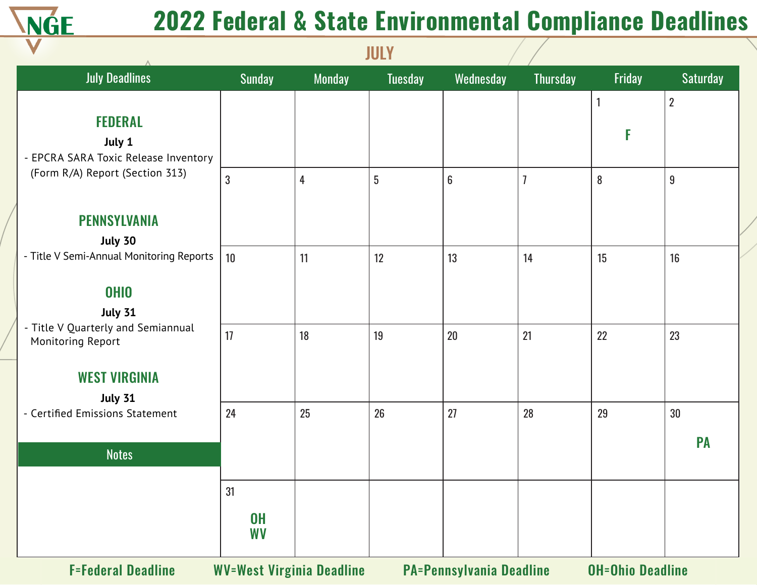# 2022 Federal & State Environmental Compliance Deadlines

## JULY

### July Deadlines

#### FEDERAL

**July 1**

- EPCRA SARA Toxic Release Inventory (Form R/A) Report (Section 313)

#### PENNSYLVANIA

**July 30**

- Title V Semi-Annual Monitoring Reports

#### OHIO

**July 31**

- Title V Quarterly and Semiannual Monitoring Report

#### WEST VIRGINIA

**July 31**

- Certified Emissions Statement

### Notes

| Sunday | Monday | Tuesday | Wednesday | Thursday | Friday | Saturday |
|---|---|---|---|---|---|---|
| | | | | | 1 F | 2 |
| 3 | 4 | 5 | 6 | 7 | 8 | 9 |
| 10 | 11 | 12 | 13 | 14 | 15 | 16 |
| 17 | 18 | 19 | 20 | 21 | 22 | 23 |
| 24 | 25 | 26 | 27 | 28 | 29 | 30 PA |
| 31 OH WV | | | | | | |

F=Federal Deadline   WV=West Virginia Deadline   PA=Pennsylvania Deadline   OH=Ohio Deadline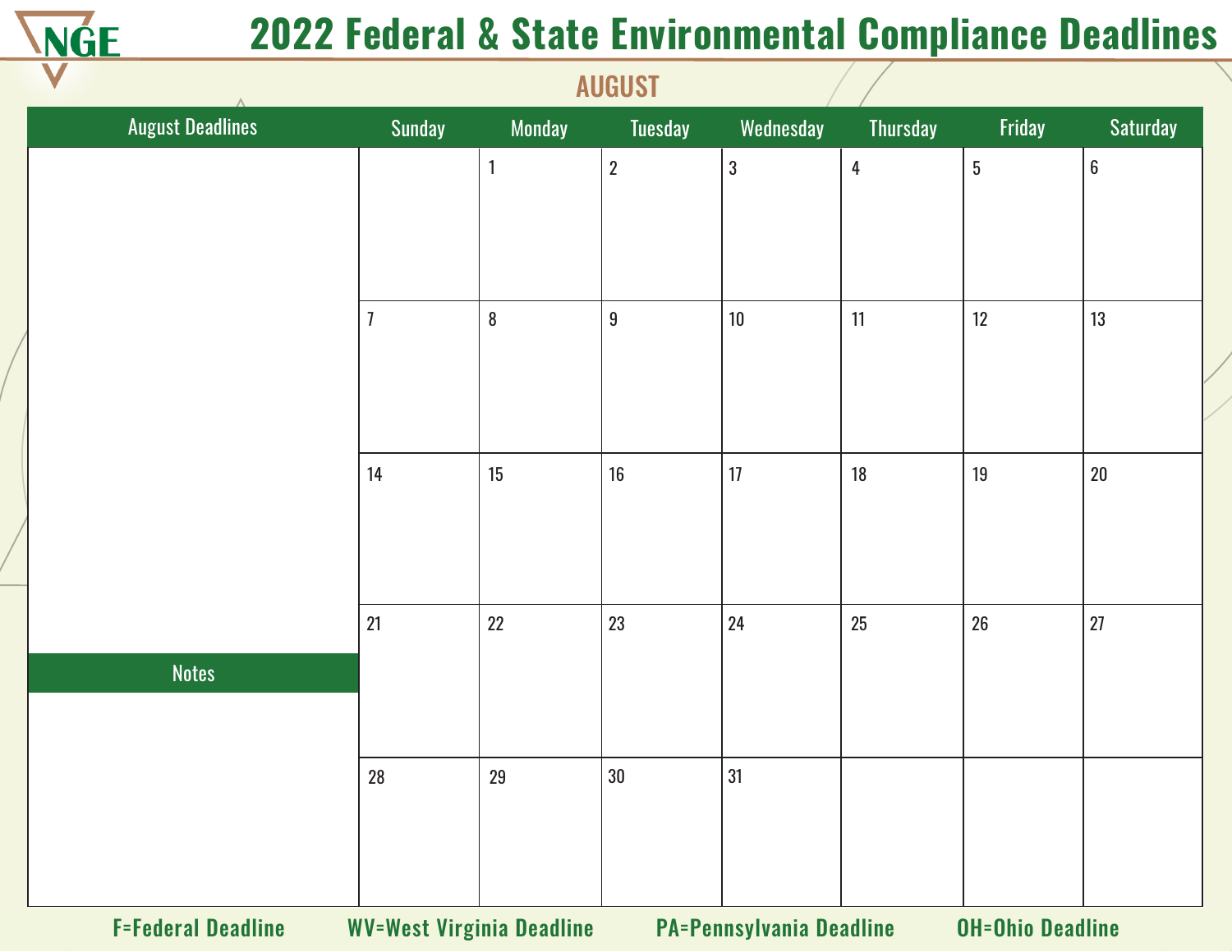# 2022 Federal & State Environmental Compliance Deadlines

## AUGUST

| August Deadlines | Sunday | Monday | Tuesday | Wednesday | Thursday | Friday | Saturday |
|---|---|---|---|---|---|---|---|
| | | 1 | 2 | 3 | 4 | 5 | 6 |
| | 7 | 8 | 9 | 10 | 11 | 12 | 13 |
| | 14 | 15 | 16 | 17 | 18 | 19 | 20 |
| **Notes** | 21 | 22 | 23 | 24 | 25 | 26 | 27 |
| | 28 | 29 | 30 | 31 | | | |

**F=Federal Deadline** **WV=West Virginia Deadline** **PA=Pennsylvania Deadline** **OH=Ohio Deadline**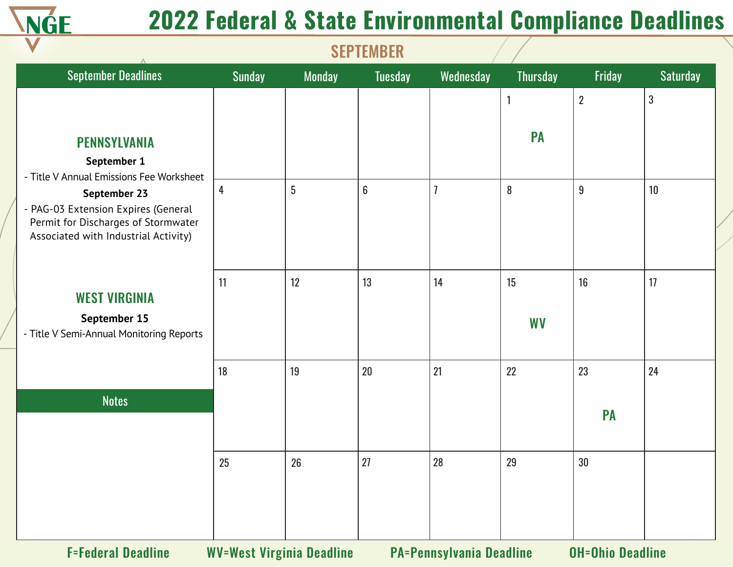# 2022 Federal & State Environmental Compliance Deadlines

## SEPTEMBER

### September Deadlines

**PENNSYLVANIA**

**September 1**

- Title V Annual Emissions Fee Worksheet

**September 23**

- PAG-03 Extension Expires (General Permit for Discharges of Stormwater Associated with Industrial Activity)

**WEST VIRGINIA**

**September 15**

- Title V Semi-Annual Monitoring Reports

### Notes

| Sunday | Monday | Tuesday | Wednesday | Thursday | Friday | Saturday |
|---|---|---|---|---|---|---|
| | | | | 1 PA | 2 | 3 |
| 4 | 5 | 6 | 7 | 8 | 9 | 10 |
| 11 | 12 | 13 | 14 | 15 WV | 16 | 17 |
| 18 | 19 | 20 | 21 | 22 | 23 PA | 24 |
| 25 | 26 | 27 | 28 | 29 | 30 | |

F=Federal Deadline WV=West Virginia Deadline PA=Pennsylvania Deadline OH=Ohio Deadline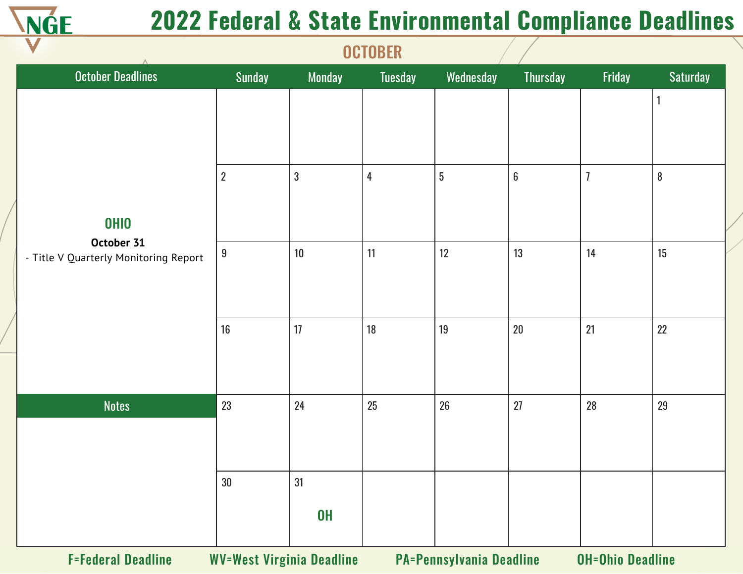# 2022 Federal & State Environmental Compliance Deadlines

## OCTOBER

**October Deadlines**

**OHIO**

**October 31**

- Title V Quarterly Monitoring Report

**Notes**

| Sunday | Monday | Tuesday | Wednesday | Thursday | Friday | Saturday |
|---|---|---|---|---|---|---|
| | | | | | | 1 |
| 2 | 3 | 4 | 5 | 6 | 7 | 8 |
| 9 | 10 | 11 | 12 | 13 | 14 | 15 |
| 16 | 17 | 18 | 19 | 20 | 21 | 22 |
| 23 | 24 | 25 | 26 | 27 | 28 | 29 |
| 30 | 31 OH | | | | | |

**F=Federal Deadline** **WV=West Virginia Deadline** **PA=Pennsylvania Deadline** **OH=Ohio Deadline**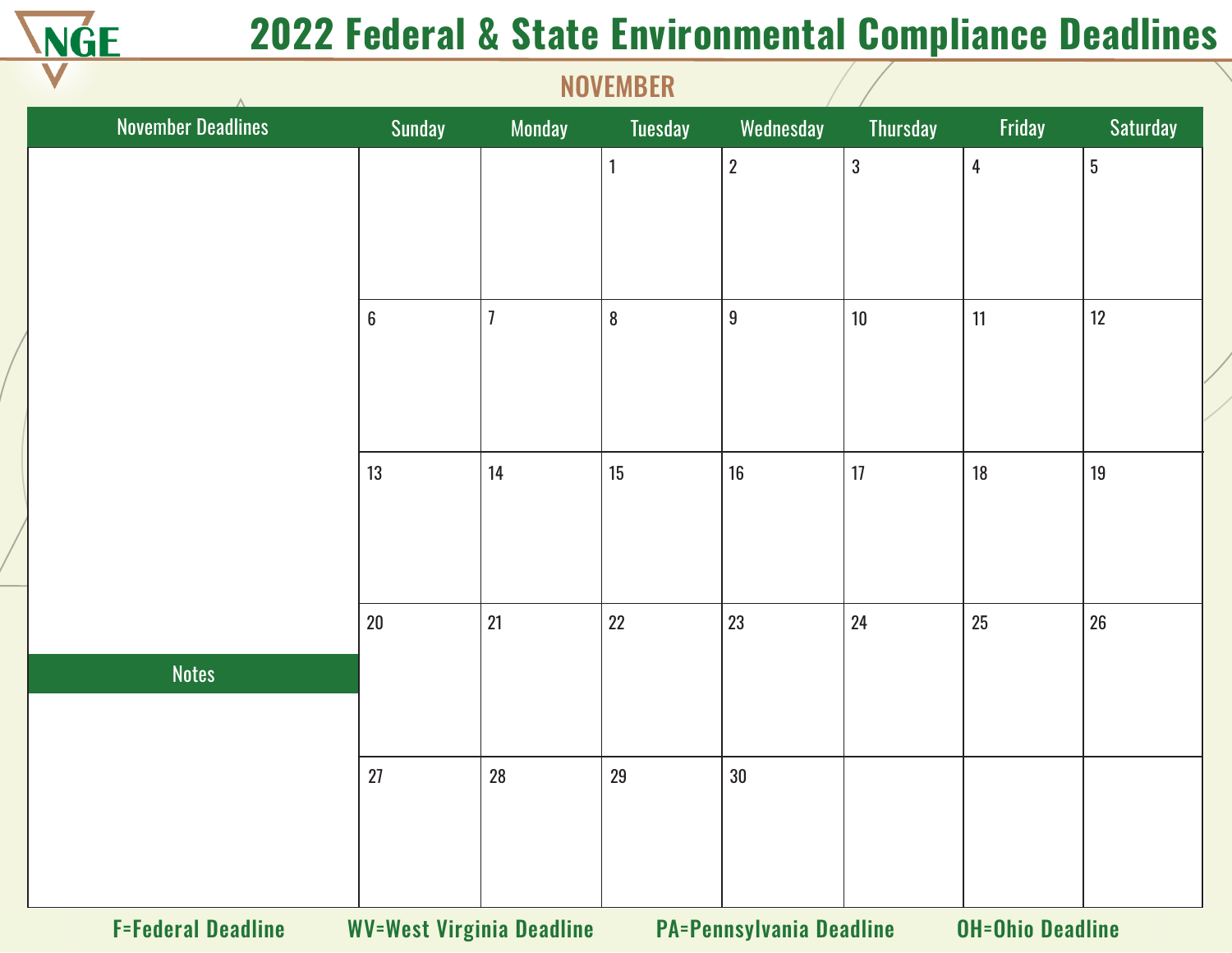# 2022 Federal & State Environmental Compliance Deadlines

## NOVEMBER

**November Deadlines**

**Notes**

| Sunday | Monday | Tuesday | Wednesday | Thursday | Friday | Saturday |
|---|---|---|---|---|---|---|
| | | 1 | 2 | 3 | 4 | 5 |
| 6 | 7 | 8 | 9 | 10 | 11 | 12 |
| 13 | 14 | 15 | 16 | 17 | 18 | 19 |
| 20 | 21 | 22 | 23 | 24 | 25 | 26 |
| 27 | 28 | 29 | 30 | | | |

**F=Federal Deadline** **WV=West Virginia Deadline** **PA=Pennsylvania Deadline** **OH=Ohio Deadline**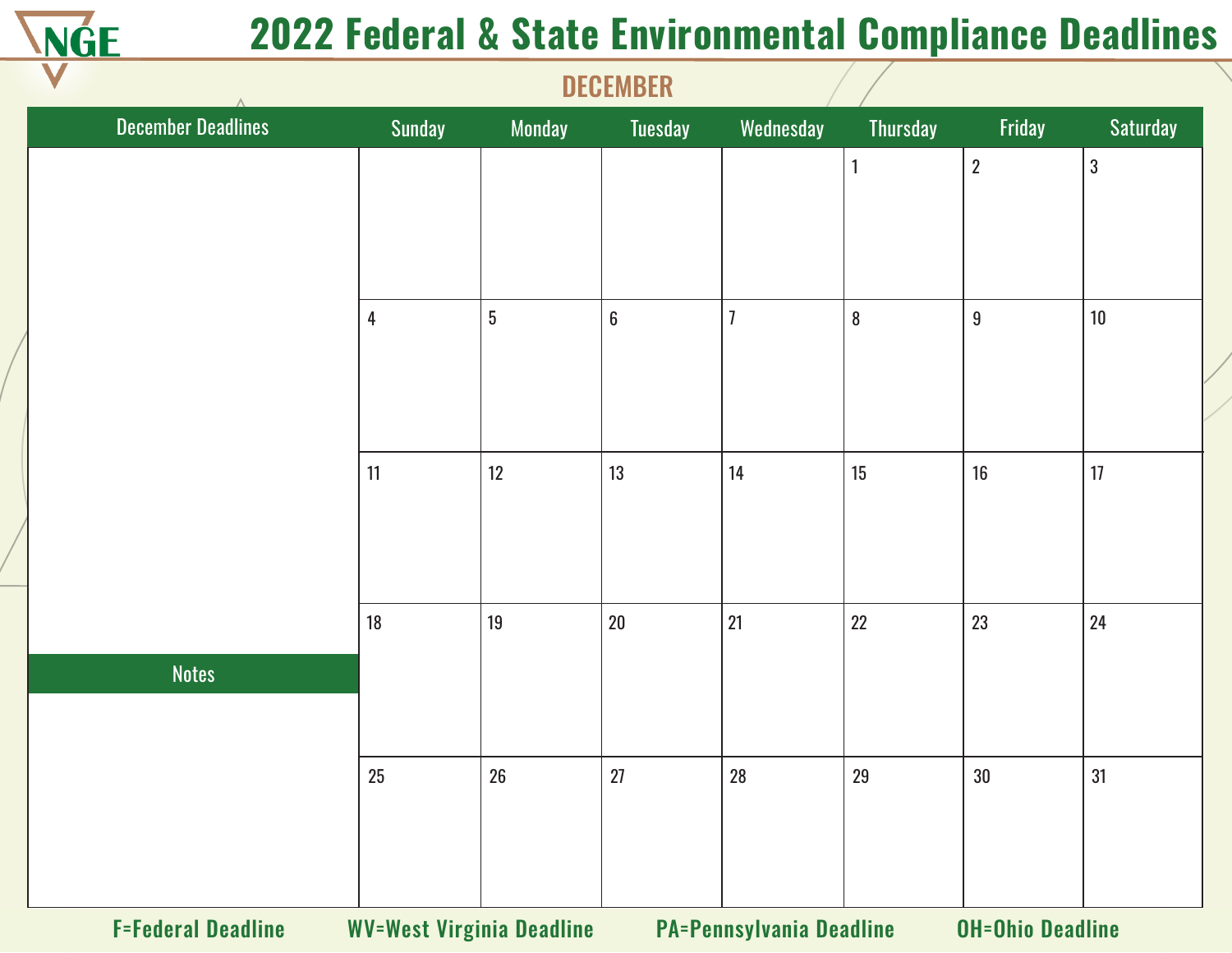# 2022 Federal & State Environmental Compliance Deadlines

## DECEMBER

| December Deadlines | Sunday | Monday | Tuesday | Wednesday | Thursday | Friday | Saturday |
|---|---|---|---|---|---|---|---|
| | | | | | 1 | 2 | 3 |
| | 4 | 5 | 6 | 7 | 8 | 9 | 10 |
| | 11 | 12 | 13 | 14 | 15 | 16 | 17 |
| **Notes** | 18 | 19 | 20 | 21 | 22 | 23 | 24 |
| | 25 | 26 | 27 | 28 | 29 | 30 | 31 |

**F=Federal Deadline** **WV=West Virginia Deadline** **PA=Pennsylvania Deadline** **OH=Ohio Deadline**